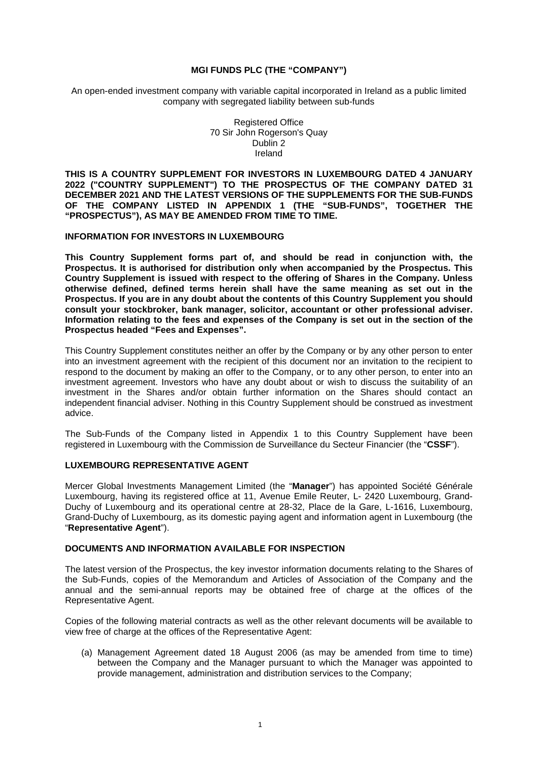**MGI FUNDS PLC (THE "COMPANY")**

An open-ended investment company with variable capital incorporated in Ireland as a public limited company with segregated liability between sub-funds

Registered Office
70 Sir John Rogerson's Quay
Dublin 2
Ireland

**THIS IS A COUNTRY SUPPLEMENT FOR INVESTORS IN LUXEMBOURG DATED 4 JANUARY 2022 ("COUNTRY SUPPLEMENT") TO THE PROSPECTUS OF THE COMPANY DATED 31 DECEMBER 2021 AND THE LATEST VERSIONS OF THE SUPPLEMENTS FOR THE SUB-FUNDS OF THE COMPANY LISTED IN APPENDIX 1 (THE "SUB-FUNDS", TOGETHER THE "PROSPECTUS"), AS MAY BE AMENDED FROM TIME TO TIME.**

**INFORMATION FOR INVESTORS IN LUXEMBOURG**

**This Country Supplement forms part of, and should be read in conjunction with, the Prospectus. It is authorised for distribution only when accompanied by the Prospectus. This Country Supplement is issued with respect to the offering of Shares in the Company. Unless otherwise defined, defined terms herein shall have the same meaning as set out in the Prospectus. If you are in any doubt about the contents of this Country Supplement you should consult your stockbroker, bank manager, solicitor, accountant or other professional adviser. Information relating to the fees and expenses of the Company is set out in the section of the Prospectus headed "Fees and Expenses".**

This Country Supplement constitutes neither an offer by the Company or by any other person to enter into an investment agreement with the recipient of this document nor an invitation to the recipient to respond to the document by making an offer to the Company, or to any other person, to enter into an investment agreement. Investors who have any doubt about or wish to discuss the suitability of an investment in the Shares and/or obtain further information on the Shares should contact an independent financial adviser. Nothing in this Country Supplement should be construed as investment advice.

The Sub-Funds of the Company listed in Appendix 1 to this Country Supplement have been registered in Luxembourg with the Commission de Surveillance du Secteur Financier (the "**CSSF**").

**LUXEMBOURG REPRESENTATIVE AGENT**

Mercer Global Investments Management Limited (the "**Manager**") has appointed Société Générale Luxembourg, having its registered office at 11, Avenue Emile Reuter, L- 2420 Luxembourg, Grand-Duchy of Luxembourg and its operational centre at 28-32, Place de la Gare, L-1616, Luxembourg, Grand-Duchy of Luxembourg, as its domestic paying agent and information agent in Luxembourg (the "**Representative Agent**").

**DOCUMENTS AND INFORMATION AVAILABLE FOR INSPECTION**

The latest version of the Prospectus, the key investor information documents relating to the Shares of the Sub-Funds, copies of the Memorandum and Articles of Association of the Company and the annual and the semi-annual reports may be obtained free of charge at the offices of the Representative Agent.

Copies of the following material contracts as well as the other relevant documents will be available to view free of charge at the offices of the Representative Agent:

(a) Management Agreement dated 18 August 2006 (as may be amended from time to time) between the Company and the Manager pursuant to which the Manager was appointed to provide management, administration and distribution services to the Company;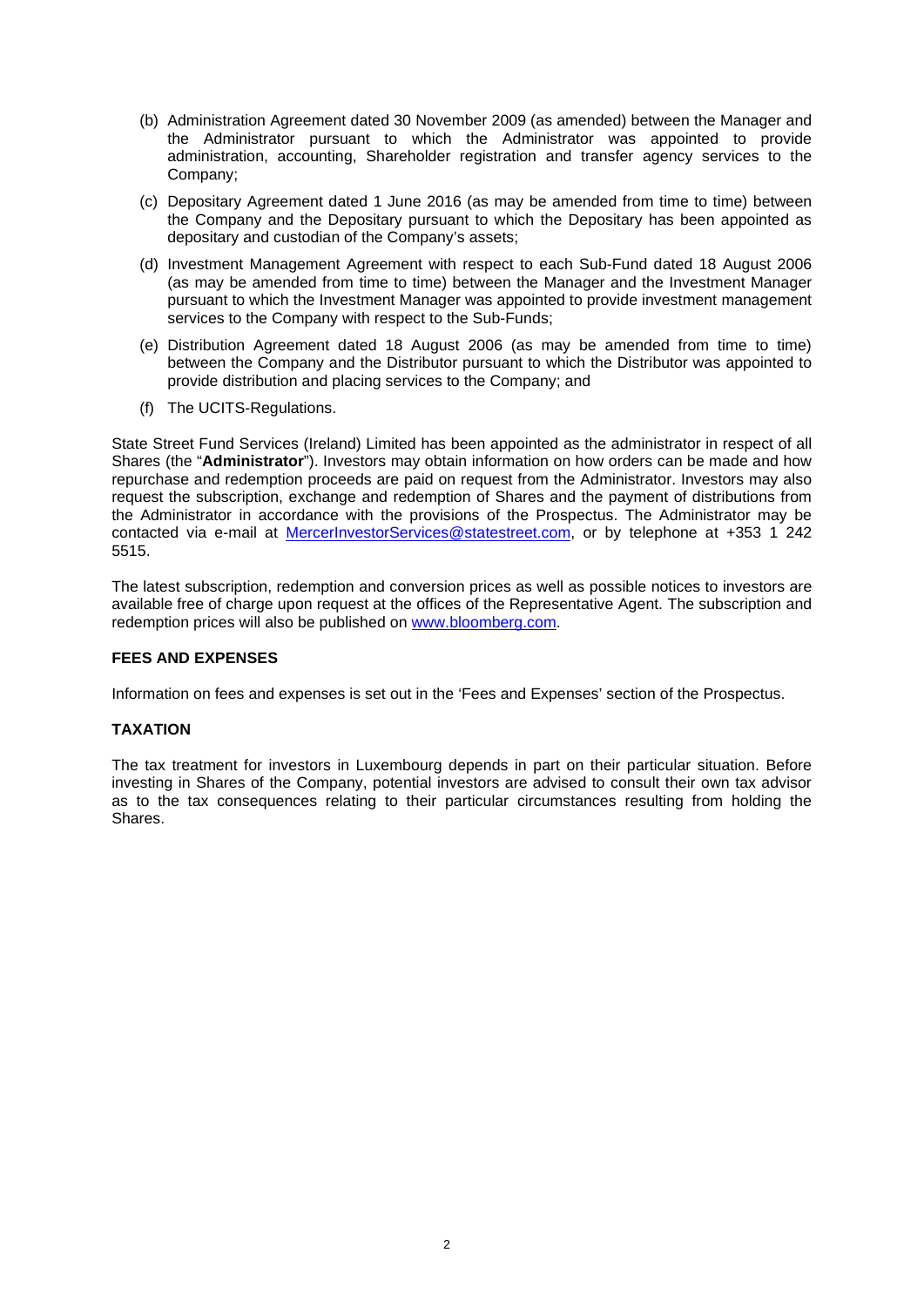(b) Administration Agreement dated 30 November 2009 (as amended) between the Manager and the Administrator pursuant to which the Administrator was appointed to provide administration, accounting, Shareholder registration and transfer agency services to the Company;

(c) Depositary Agreement dated 1 June 2016 (as may be amended from time to time) between the Company and the Depositary pursuant to which the Depositary has been appointed as depositary and custodian of the Company's assets;

(d) Investment Management Agreement with respect to each Sub-Fund dated 18 August 2006 (as may be amended from time to time) between the Manager and the Investment Manager pursuant to which the Investment Manager was appointed to provide investment management services to the Company with respect to the Sub-Funds;

(e) Distribution Agreement dated 18 August 2006 (as may be amended from time to time) between the Company and the Distributor pursuant to which the Distributor was appointed to provide distribution and placing services to the Company; and

(f) The UCITS-Regulations.

State Street Fund Services (Ireland) Limited has been appointed as the administrator in respect of all Shares (the "**Administrator**"). Investors may obtain information on how orders can be made and how repurchase and redemption proceeds are paid on request from the Administrator. Investors may also request the subscription, exchange and redemption of Shares and the payment of distributions from the Administrator in accordance with the provisions of the Prospectus. The Administrator may be contacted via e-mail at MercerInvestorServices@statestreet.com, or by telephone at +353 1 242 5515.

The latest subscription, redemption and conversion prices as well as possible notices to investors are available free of charge upon request at the offices of the Representative Agent. The subscription and redemption prices will also be published on www.bloomberg.com.

## FEES AND EXPENSES

Information on fees and expenses is set out in the 'Fees and Expenses' section of the Prospectus.

## TAXATION

The tax treatment for investors in Luxembourg depends in part on their particular situation. Before investing in Shares of the Company, potential investors are advised to consult their own tax advisor as to the tax consequences relating to their particular circumstances resulting from holding the Shares.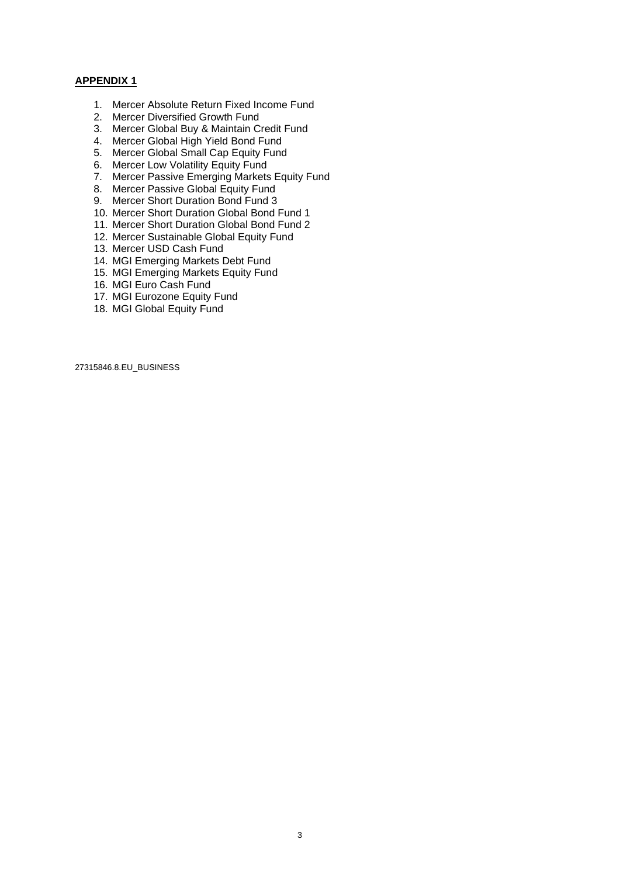**APPENDIX 1**

1. Mercer Absolute Return Fixed Income Fund
2. Mercer Diversified Growth Fund
3. Mercer Global Buy & Maintain Credit Fund
4. Mercer Global High Yield Bond Fund
5. Mercer Global Small Cap Equity Fund
6. Mercer Low Volatility Equity Fund
7. Mercer Passive Emerging Markets Equity Fund
8. Mercer Passive Global Equity Fund
9. Mercer Short Duration Bond Fund 3
10. Mercer Short Duration Global Bond Fund 1
11. Mercer Short Duration Global Bond Fund 2
12. Mercer Sustainable Global Equity Fund
13. Mercer USD Cash Fund
14. MGI Emerging Markets Debt Fund
15. MGI Emerging Markets Equity Fund
16. MGI Euro Cash Fund
17. MGI Eurozone Equity Fund
18. MGI Global Equity Fund

27315846.8.EU_BUSINESS